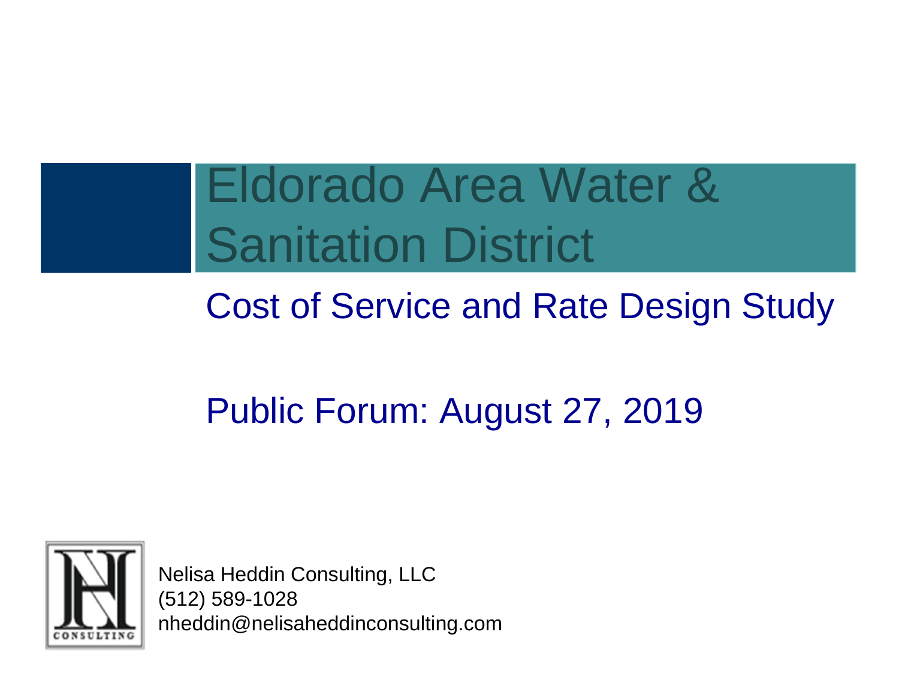# Eldorado Area Water & Sanitation District

## Cost of Service and Rate Design Study

## Public Forum: August 27, 2019

Nelisa Heddin Consulting, LLC
(512) 589-1028
nheddin@nelisaheddinconsulting.com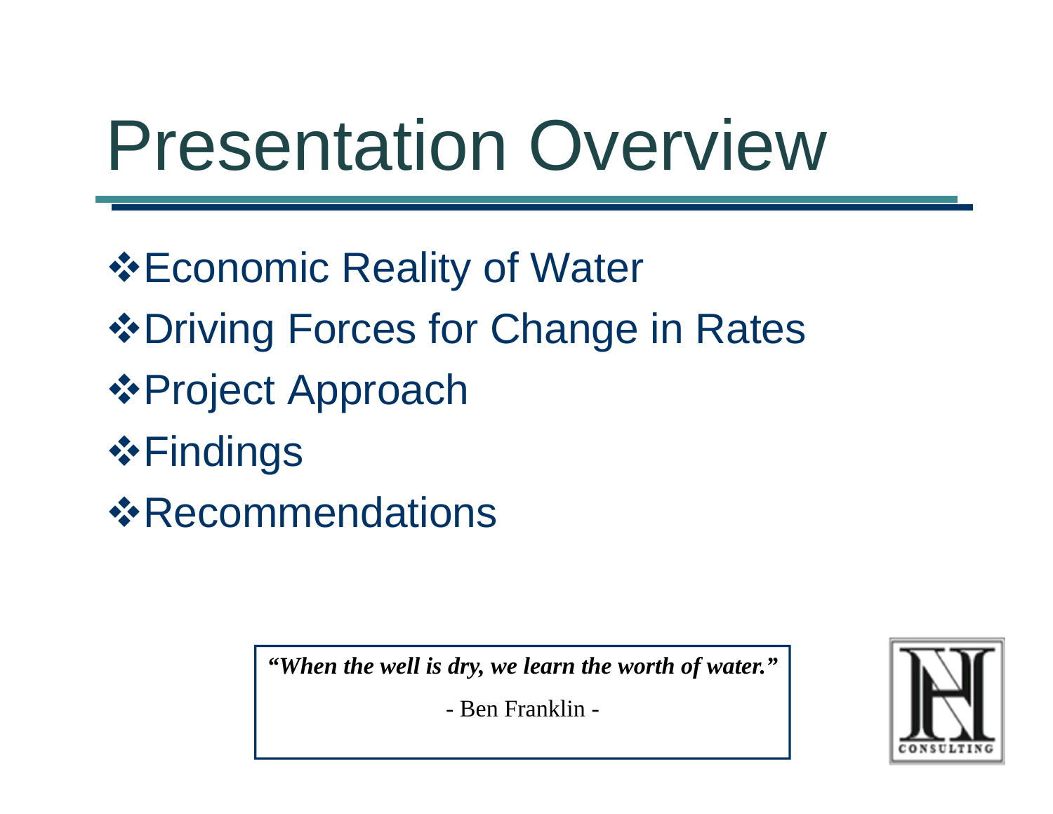# Presentation Overview

- Economic Reality of Water
- Driving Forces for Change in Rates
- Project Approach
- Findings
- Recommendations

> ***"When the well is dry, we learn the worth of water."***
>
> \- Ben Franklin -

CONSULTING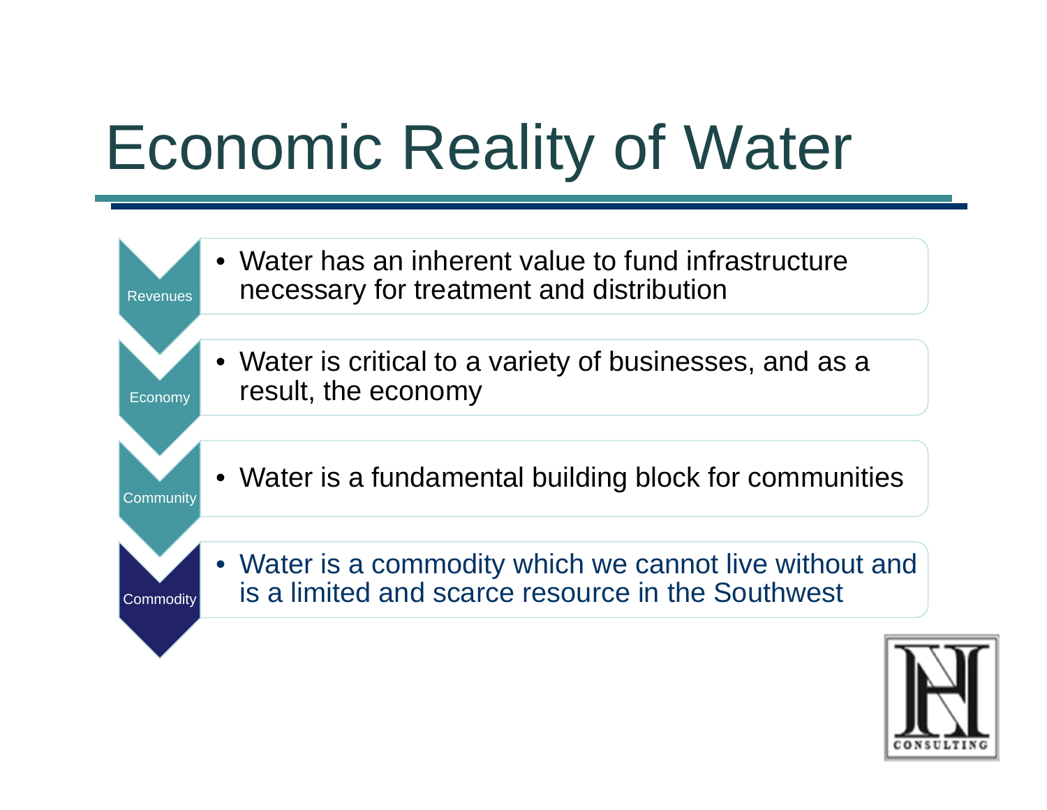# Economic Reality of Water

- **Revenues**
  - Water has an inherent value to fund infrastructure necessary for treatment and distribution
- **Economy**
  - Water is critical to a variety of businesses, and as a result, the economy
- **Community**
  - Water is a fundamental building block for communities
- **Commodity**
  - Water is a commodity which we cannot live without and is a limited and scarce resource in the Southwest

CONSULTING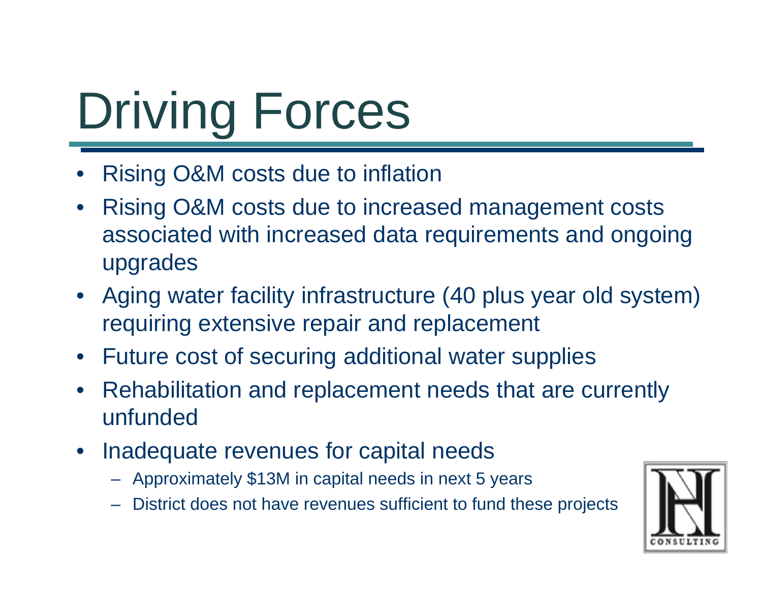# Driving Forces

- Rising O&M costs due to inflation
- Rising O&M costs due to increased management costs associated with increased data requirements and ongoing upgrades
- Aging water facility infrastructure (40 plus year old system) requiring extensive repair and replacement
- Future cost of securing additional water supplies
- Rehabilitation and replacement needs that are currently unfunded
- Inadequate revenues for capital needs
  - Approximately $13M in capital needs in next 5 years
  - District does not have revenues sufficient to fund these projects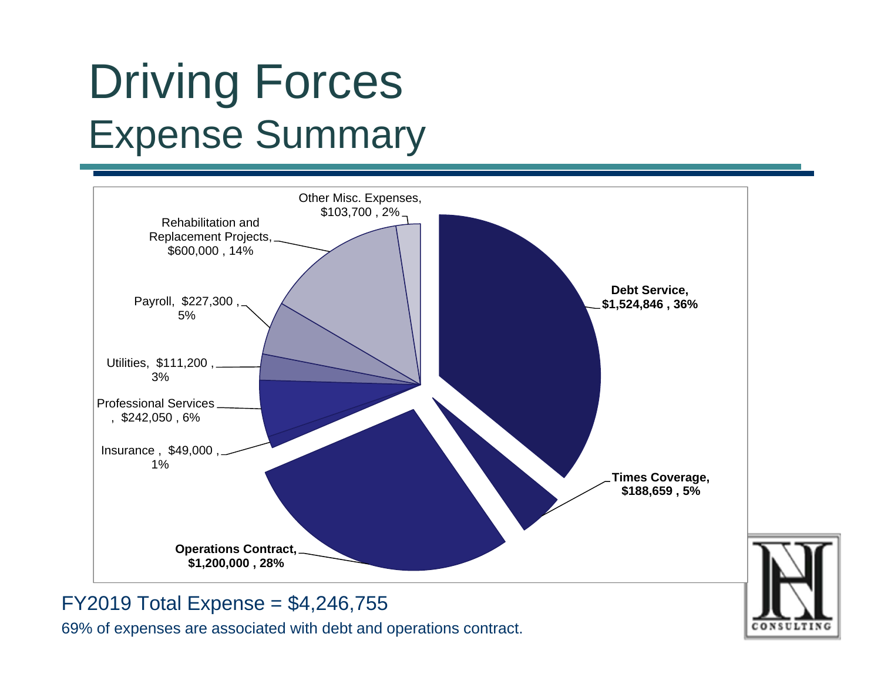# Driving Forces

## Expense Summary

- Debt Service, $1,524,846 , 36%
- Times Coverage, $188,659 , 5%
- Operations Contract, $1,200,000 , 28%
- Insurance , $49,000 , 1%
- Professional Services , $242,050 , 6%
- Utilities, $111,200 , 3%
- Payroll, $227,300 , 5%
- Rehabilitation and Replacement Projects, $600,000 , 14%
- Other Misc. Expenses, $103,700 , 2%

FY2019 Total Expense = $4,246,755

69% of expenses are associated with debt and operations contract.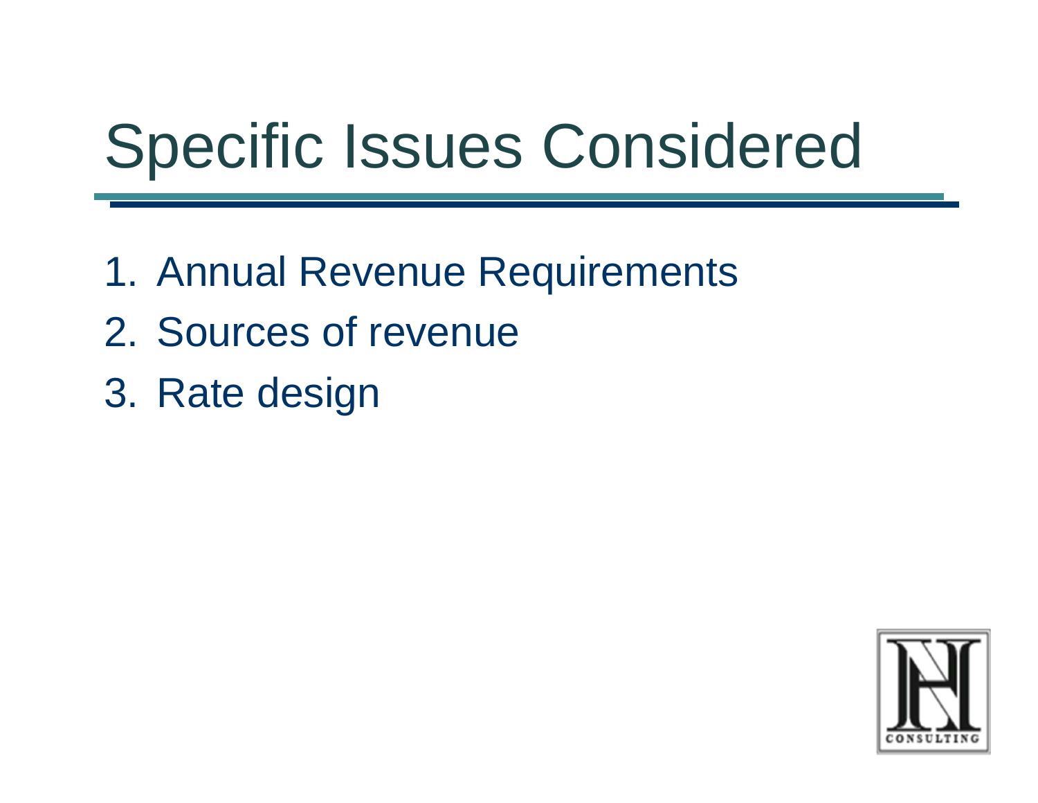# Specific Issues Considered

1. Annual Revenue Requirements
2. Sources of revenue
3. Rate design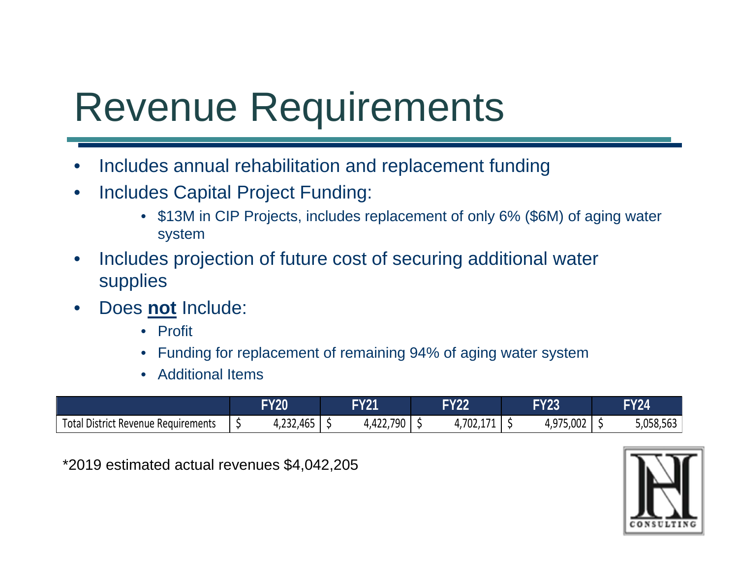# Revenue Requirements

- Includes annual rehabilitation and replacement funding
- Includes Capital Project Funding:
  - $13M in CIP Projects, includes replacement of only 6% ($6M) of aging water system
- Includes projection of future cost of securing additional water supplies
- Does **not** Include:
  - Profit
  - Funding for replacement of remaining 94% of aging water system
  - Additional Items

| | FY20 | FY21 | FY22 | FY23 | FY24 |
|---|---|---|---|---|---|
| Total District Revenue Requirements | $ 4,232,465 | $ 4,422,790 | $ 4,702,171 | $ 4,975,002 | $ 5,058,563 |

*2019 estimated actual revenues $4,042,205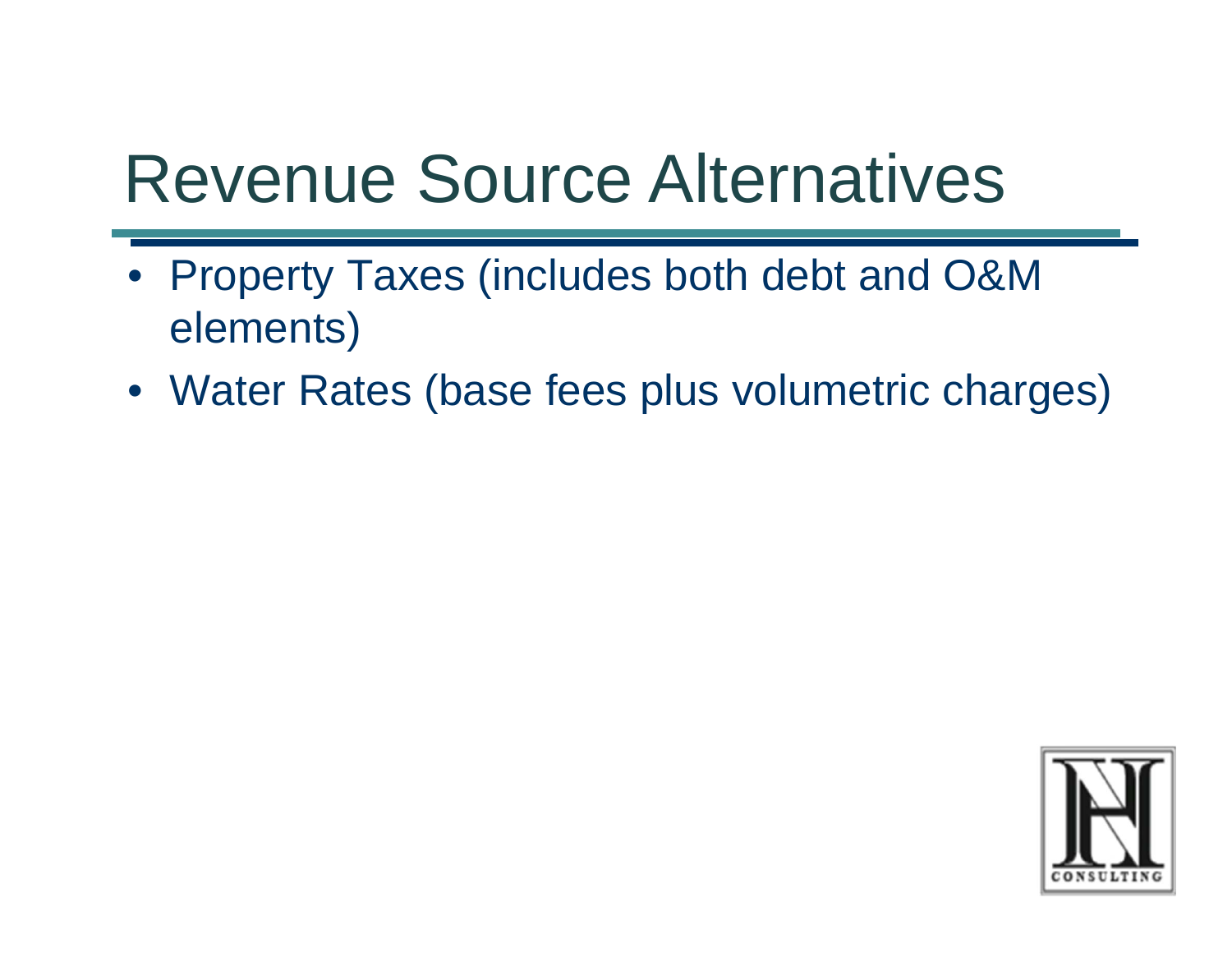# Revenue Source Alternatives

- Property Taxes (includes both debt and O&M elements)
- Water Rates (base fees plus volumetric charges)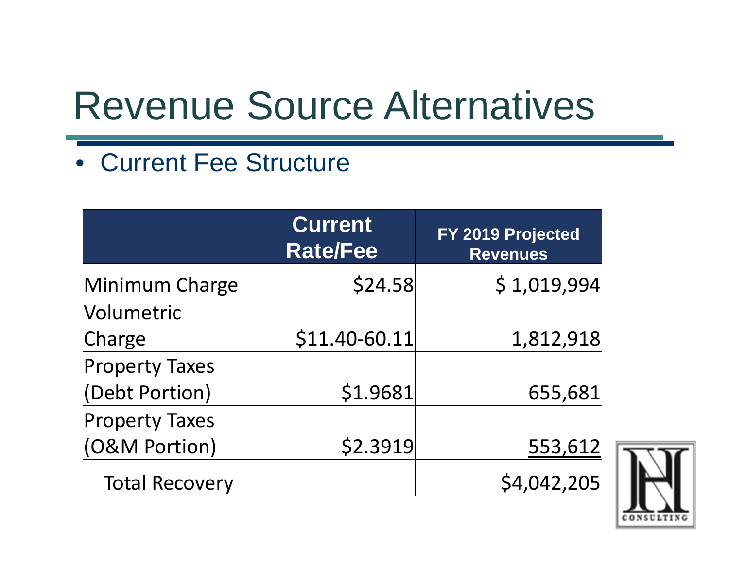# Revenue Source Alternatives

- Current Fee Structure

| | Current Rate/Fee | FY 2019 Projected Revenues |
|---|---|---|
| Minimum Charge | $24.58 | $ 1,019,994 |
| Volumetric Charge | $11.40-60.11 | 1,812,918 |
| Property Taxes (Debt Portion) | $1.9681 | 655,681 |
| Property Taxes (O&M Portion) | $2.3919 | 553,612 |
| Total Recovery | | $4,042,205 |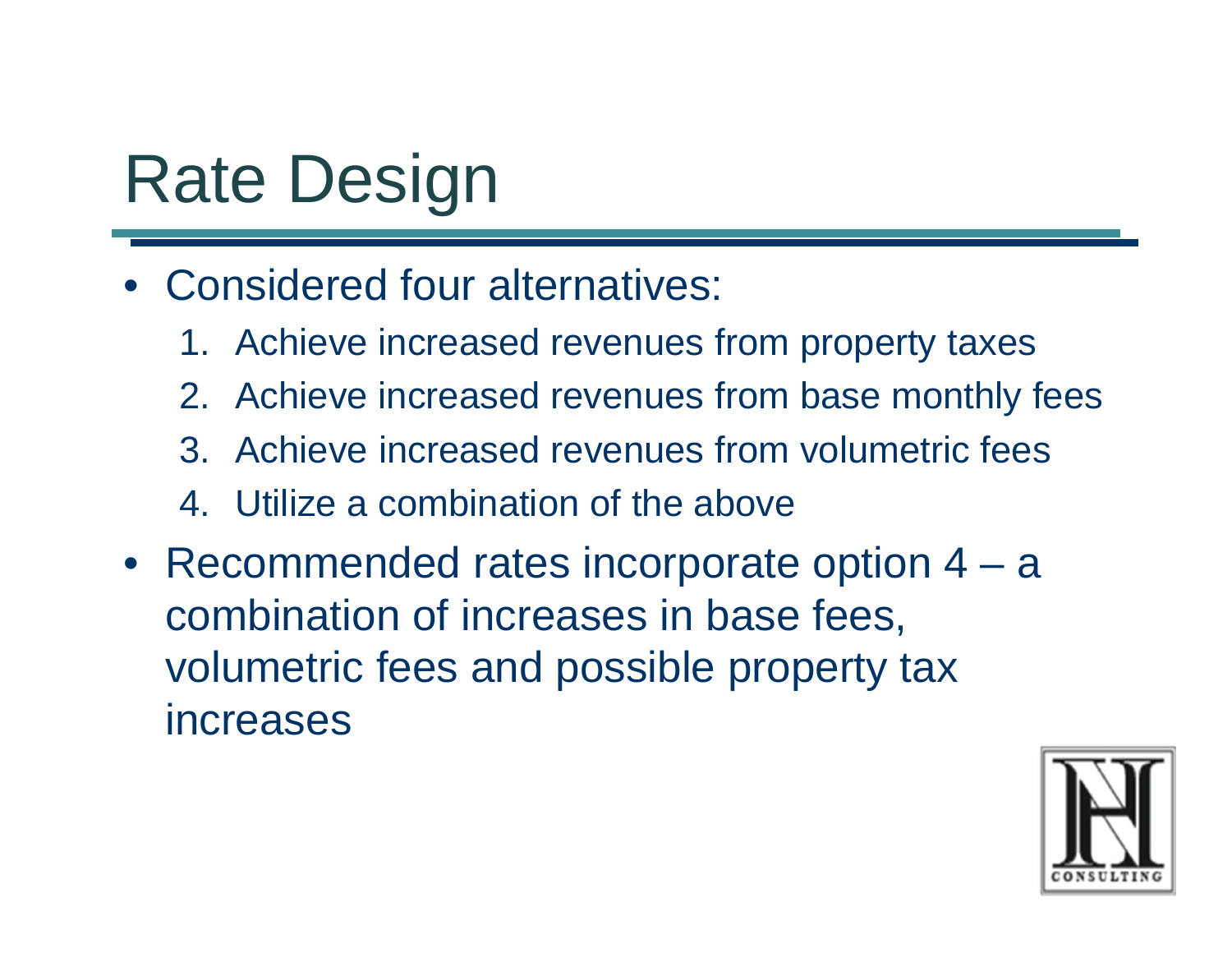# Rate Design

- Considered four alternatives:
  1. Achieve increased revenues from property taxes
  2. Achieve increased revenues from base monthly fees
  3. Achieve increased revenues from volumetric fees
  4. Utilize a combination of the above
- Recommended rates incorporate option 4 – a combination of increases in base fees, volumetric fees and possible property tax increases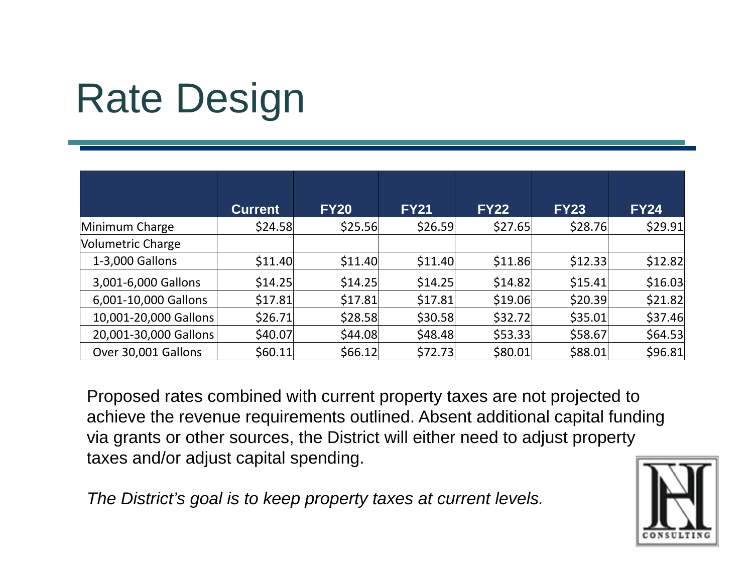# Rate Design

| | Current | FY20 | FY21 | FY22 | FY23 | FY24 |
|---|---|---|---|---|---|---|
| Minimum Charge | $24.58 | $25.56 | $26.59 | $27.65 | $28.76 | $29.91 |
| Volumetric Charge | | | | | | |
| 1-3,000 Gallons | $11.40 | $11.40 | $11.40 | $11.86 | $12.33 | $12.82 |
| 3,001-6,000 Gallons | $14.25 | $14.25 | $14.25 | $14.82 | $15.41 | $16.03 |
| 6,001-10,000 Gallons | $17.81 | $17.81 | $17.81 | $19.06 | $20.39 | $21.82 |
| 10,001-20,000 Gallons | $26.71 | $28.58 | $30.58 | $32.72 | $35.01 | $37.46 |
| 20,001-30,000 Gallons | $40.07 | $44.08 | $48.48 | $53.33 | $58.67 | $64.53 |
| Over 30,001 Gallons | $60.11 | $66.12 | $72.73 | $80.01 | $88.01 | $96.81 |

Proposed rates combined with current property taxes are not projected to achieve the revenue requirements outlined. Absent additional capital funding via grants or other sources, the District will either need to adjust property taxes and/or adjust capital spending.

*The District's goal is to keep property taxes at current levels.*

CONSULTING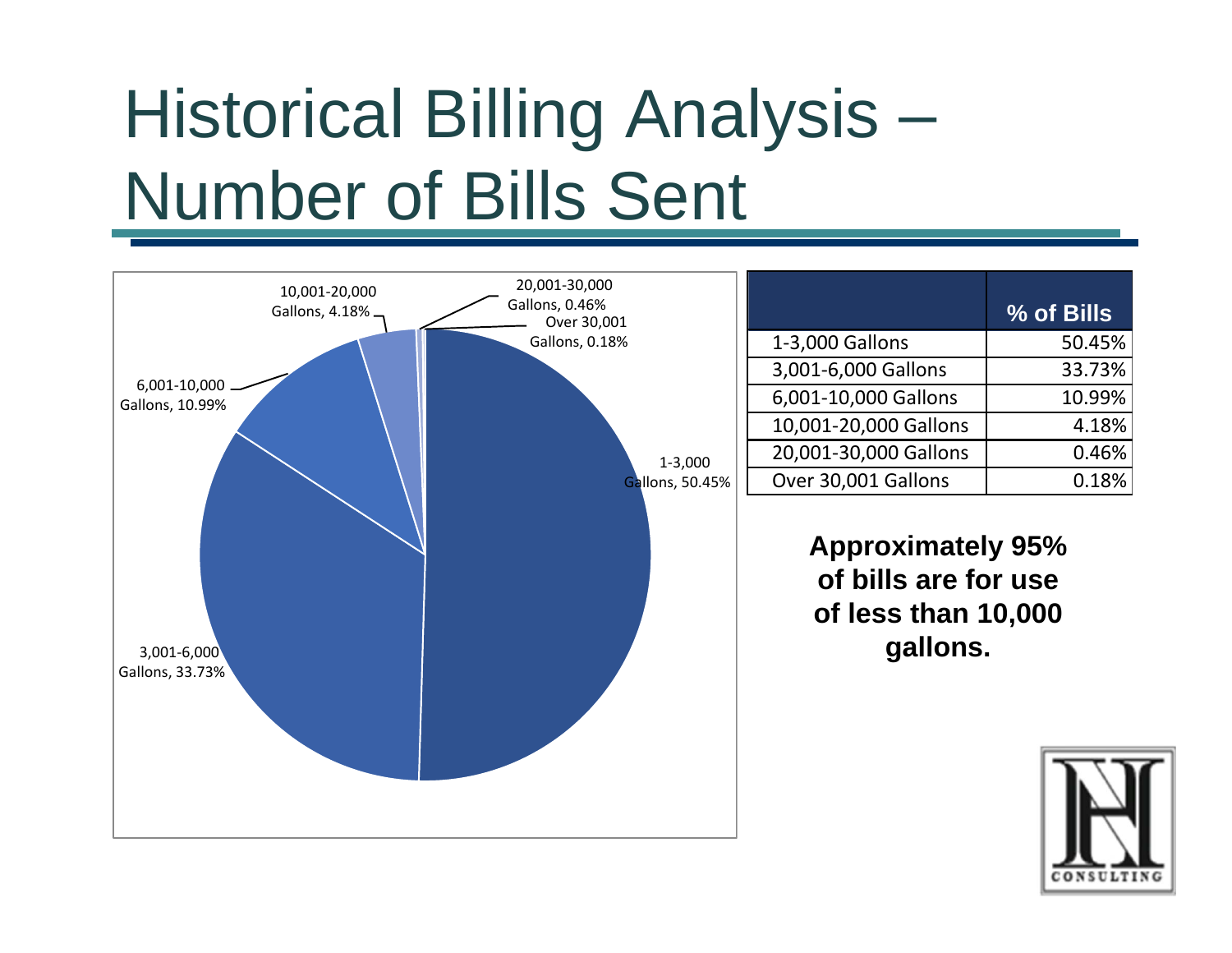# Historical Billing Analysis – Number of Bills Sent

| | % of Bills |
|---|---|
| 1-3,000 Gallons | 50.45% |
| 3,001-6,000 Gallons | 33.73% |
| 6,001-10,000 Gallons | 10.99% |
| 10,001-20,000 Gallons | 4.18% |
| 20,001-30,000 Gallons | 0.46% |
| Over 30,001 Gallons | 0.18% |

**Approximately 95% of bills are for use of less than 10,000 gallons.**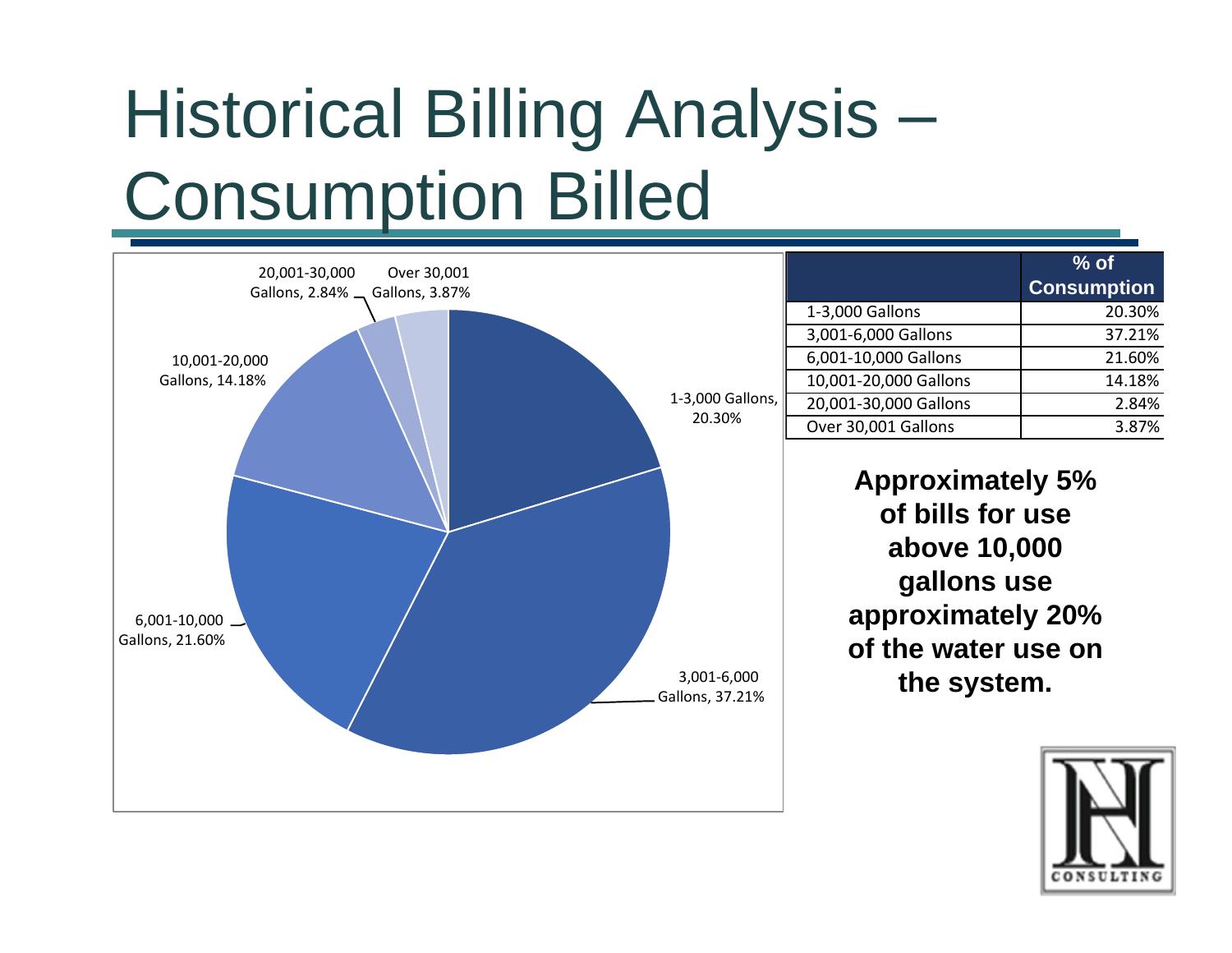# Historical Billing Analysis – Consumption Billed

| | % of Consumption |
|---|---|
| 1-3,000 Gallons | 20.30% |
| 3,001-6,000 Gallons | 37.21% |
| 6,001-10,000 Gallons | 21.60% |
| 10,001-20,000 Gallons | 14.18% |
| 20,001-30,000 Gallons | 2.84% |
| Over 30,001 Gallons | 3.87% |

**Approximately 5% of bills for use above 10,000 gallons use approximately 20% of the water use on the system.**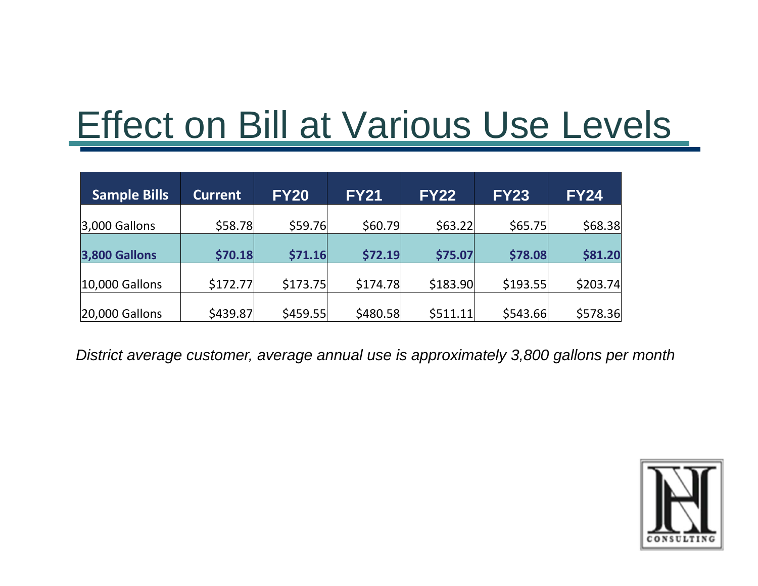# Effect on Bill at Various Use Levels

| Sample Bills | Current | FY20 | FY21 | FY22 | FY23 | FY24 |
|---|---|---|---|---|---|---|
| 3,000 Gallons | $58.78 | $59.76 | $60.79 | $63.22 | $65.75 | $68.38 |
| **3,800 Gallons** | **$70.18** | **$71.16** | **$72.19** | **$75.07** | **$78.08** | **$81.20** |
| 10,000 Gallons | $172.77 | $173.75 | $174.78 | $183.90 | $193.55 | $203.74 |
| 20,000 Gallons | $439.87 | $459.55 | $480.58 | $511.11 | $543.66 | $578.36 |

*District average customer, average annual use is approximately 3,800 gallons per month*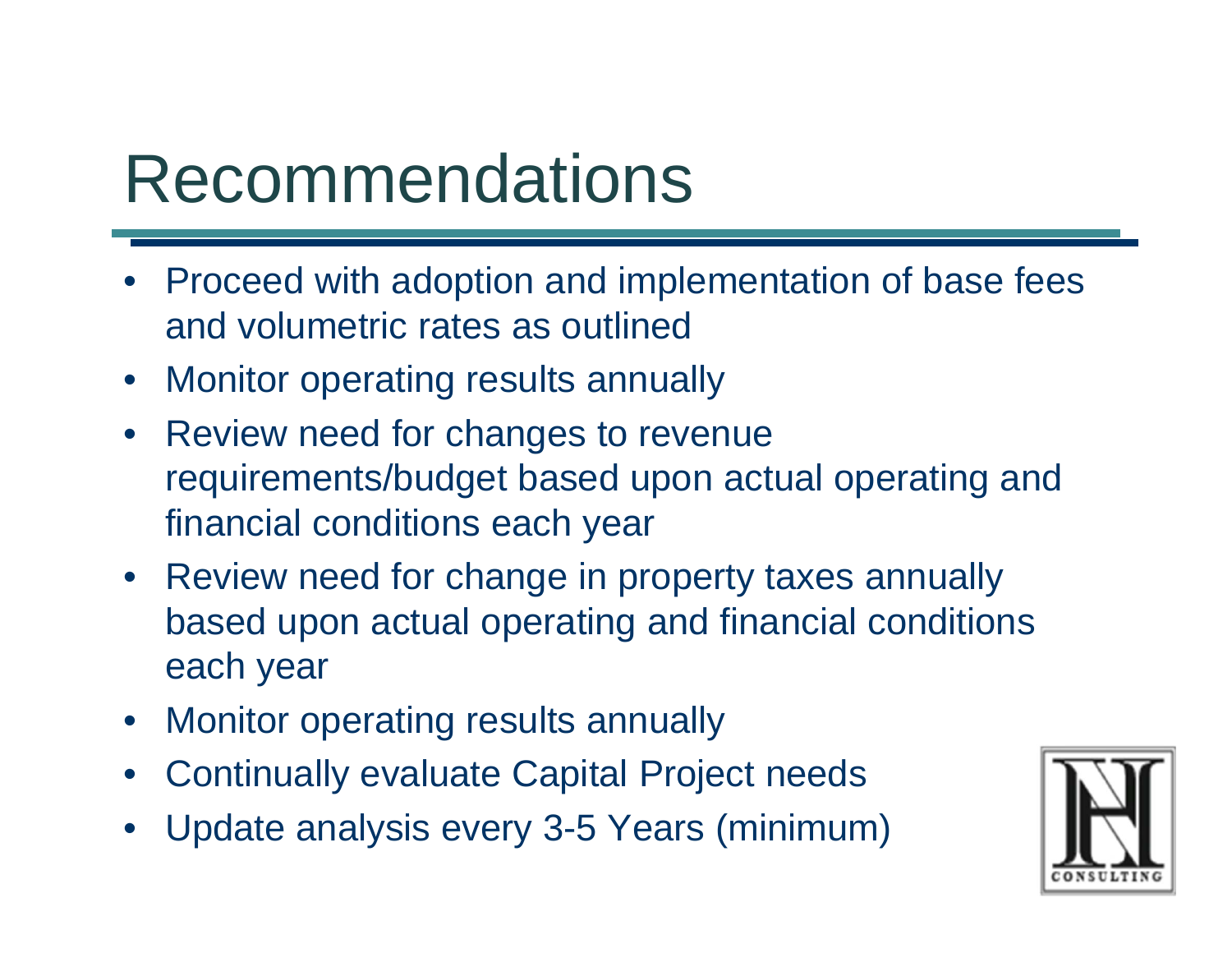# Recommendations

- Proceed with adoption and implementation of base fees and volumetric rates as outlined
- Monitor operating results annually
- Review need for changes to revenue requirements/budget based upon actual operating and financial conditions each year
- Review need for change in property taxes annually based upon actual operating and financial conditions each year
- Monitor operating results annually
- Continually evaluate Capital Project needs
- Update analysis every 3-5 Years (minimum)